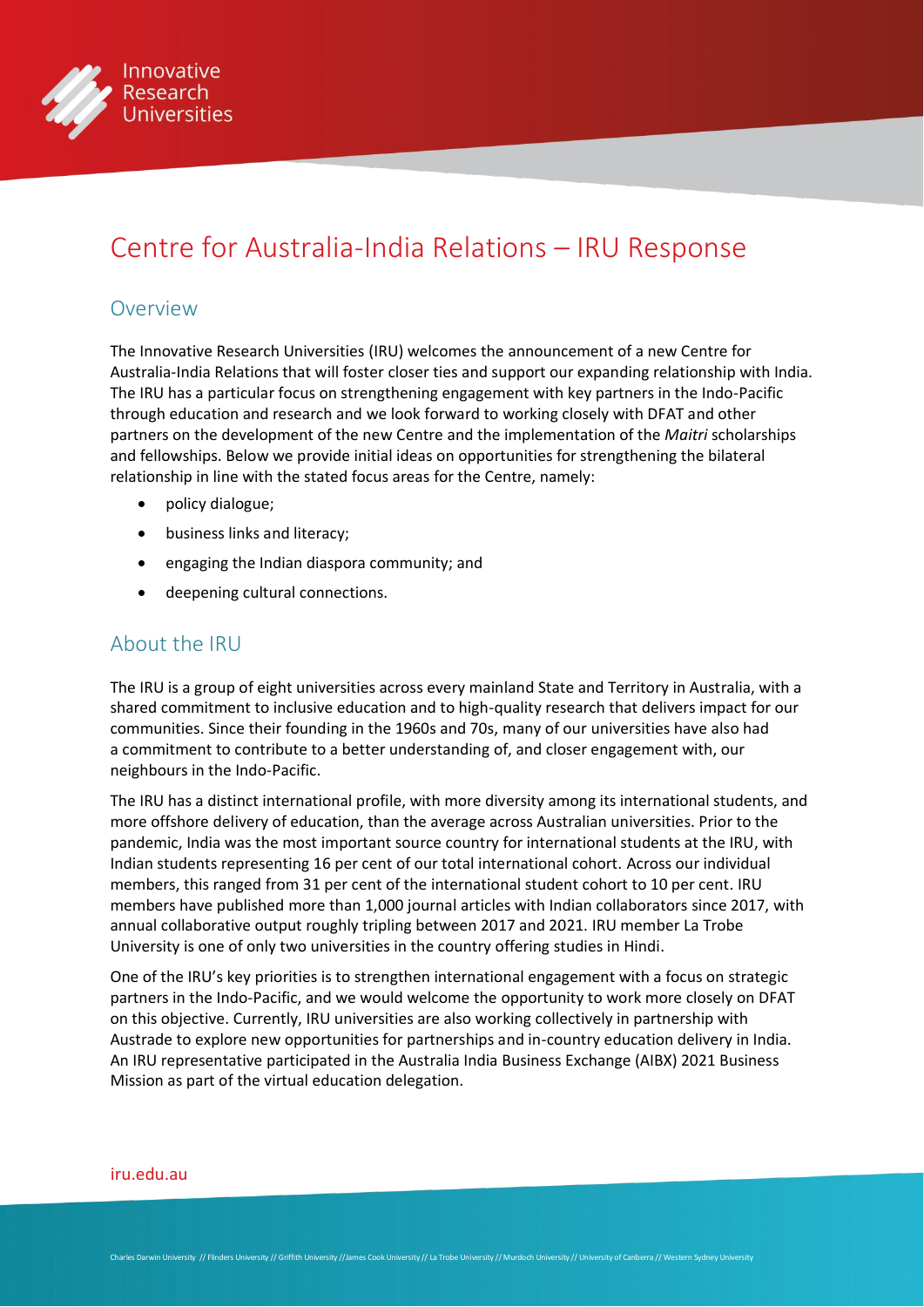# Centre for Australia-India Relations – IRU Response

## Overview

The Innovative Research Universities (IRU) welcomes the announcement of a new Centre for Australia-India Relations that will foster closer ties and support our expanding relationship with India. The IRU has a particular focus on strengthening engagement with key partners in the Indo-Pacific through education and research and we look forward to working closely with DFAT and other partners on the development of the new Centre and the implementation of the *Maitri* scholarships and fellowships. Below we provide initial ideas on opportunities for strengthening the bilateral relationship in line with the stated focus areas for the Centre, namely:

- policy dialogue;
- business links and literacy;
- engaging the Indian diaspora community; and
- deepening cultural connections.

## About the IRU

The IRU is a group of eight universities across every mainland State and Territory in Australia, with a shared commitment to inclusive education and to high-quality research that delivers impact for our communities. Since their founding in the 1960s and 70s, many of our universities have also had a commitment to contribute to a better understanding of, and closer engagement with, our neighbours in the Indo-Pacific.

The IRU has a distinct international profile, with more diversity among its international students, and more offshore delivery of education, than the average across Australian universities. Prior to the pandemic, India was the most important source country for international students at the IRU, with Indian students representing 16 per cent of our total international cohort. Across our individual members, this ranged from 31 per cent of the international student cohort to 10 per cent. IRU members have published more than 1,000 journal articles with Indian collaborators since 2017, with annual collaborative output roughly tripling between 2017 and 2021. IRU member La Trobe University is one of only two universities in the country offering studies in Hindi.

One of the IRU's key priorities is to strengthen international engagement with a focus on strategic partners in the Indo-Pacific, and we would welcome the opportunity to work more closely on DFAT on this objective. Currently, IRU universities are also working collectively in partnership with Austrade to explore new opportunities for partnerships and in-country education delivery in India. An IRU representative participated in the Australia India Business Exchange (AIBX) 2021 Business Mission as part of the virtual education delegation.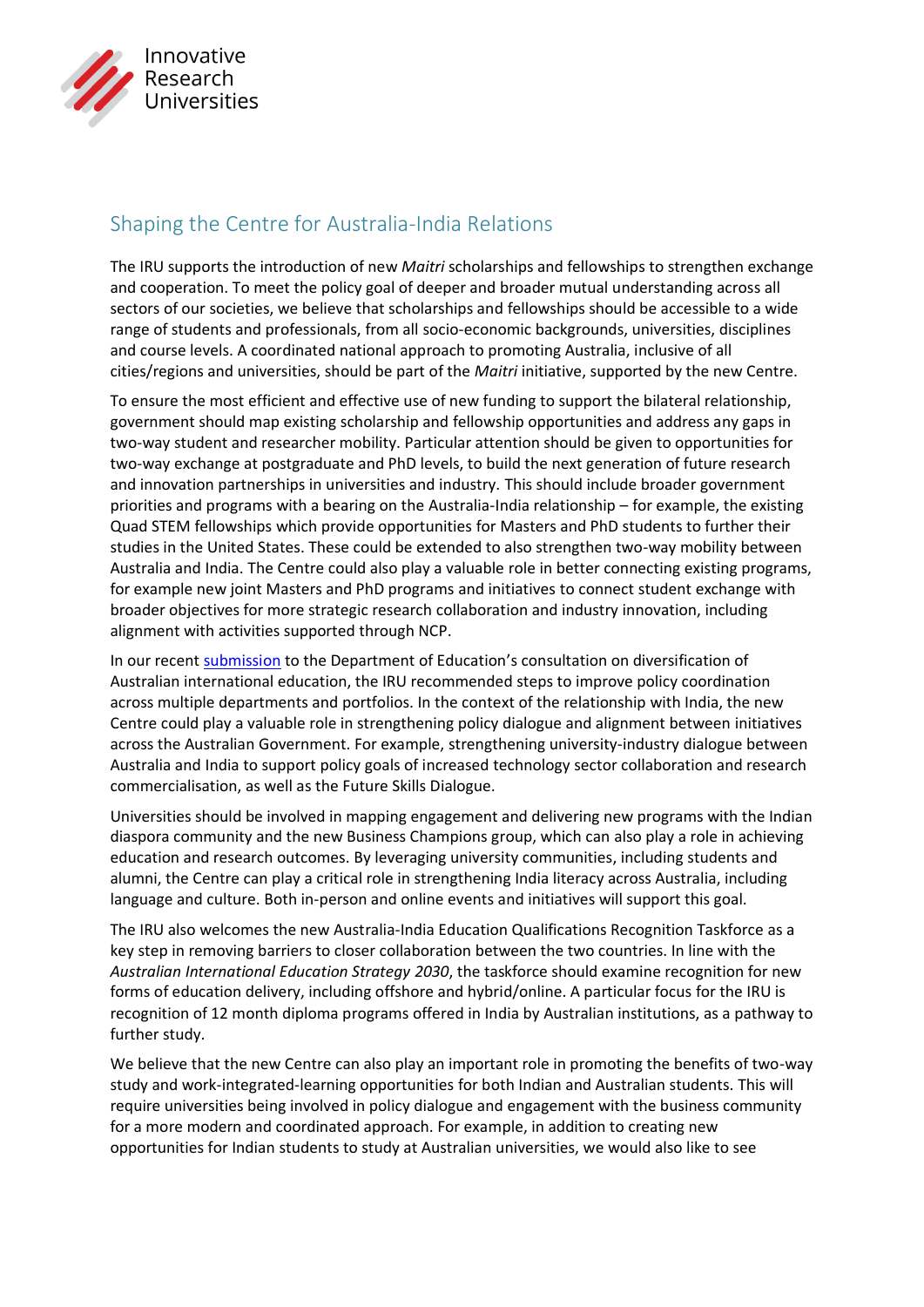## Shaping the Centre for Australia-India Relations

The IRU supports the introduction of new *Maitri* scholarships and fellowships to strengthen exchange and cooperation. To meet the policy goal of deeper and broader mutual understanding across all sectors of our societies, we believe that scholarships and fellowships should be accessible to a wide range of students and professionals, from all socio-economic backgrounds, universities, disciplines and course levels. A coordinated national approach to promoting Australia, inclusive of all cities/regions and universities, should be part of the *Maitri* initiative, supported by the new Centre.

To ensure the most efficient and effective use of new funding to support the bilateral relationship, government should map existing scholarship and fellowship opportunities and address any gaps in two-way student and researcher mobility. Particular attention should be given to opportunities for two-way exchange at postgraduate and PhD levels, to build the next generation of future research and innovation partnerships in universities and industry. This should include broader government priorities and programs with a bearing on the Australia-India relationship – for example, the existing Quad STEM fellowships which provide opportunities for Masters and PhD students to further their studies in the United States. These could be extended to also strengthen two-way mobility between Australia and India. The Centre could also play a valuable role in better connecting existing programs, for example new joint Masters and PhD programs and initiatives to connect student exchange with broader objectives for more strategic research collaboration and industry innovation, including alignment with activities supported through NCP.

In our recent [submission](#) to the Department of Education's consultation on diversification of Australian international education, the IRU recommended steps to improve policy coordination across multiple departments and portfolios. In the context of the relationship with India, the new Centre could play a valuable role in strengthening policy dialogue and alignment between initiatives across the Australian Government. For example, strengthening university-industry dialogue between Australia and India to support policy goals of increased technology sector collaboration and research commercialisation, as well as the Future Skills Dialogue.

Universities should be involved in mapping engagement and delivering new programs with the Indian diaspora community and the new Business Champions group, which can also play a role in achieving education and research outcomes. By leveraging university communities, including students and alumni, the Centre can play a critical role in strengthening India literacy across Australia, including language and culture. Both in-person and online events and initiatives will support this goal.

The IRU also welcomes the new Australia-India Education Qualifications Recognition Taskforce as a key step in removing barriers to closer collaboration between the two countries. In line with the *Australian International Education Strategy 2030*, the taskforce should examine recognition for new forms of education delivery, including offshore and hybrid/online. A particular focus for the IRU is recognition of 12 month diploma programs offered in India by Australian institutions, as a pathway to further study.

We believe that the new Centre can also play an important role in promoting the benefits of two-way study and work-integrated-learning opportunities for both Indian and Australian students. This will require universities being involved in policy dialogue and engagement with the business community for a more modern and coordinated approach. For example, in addition to creating new opportunities for Indian students to study at Australian universities, we would also like to see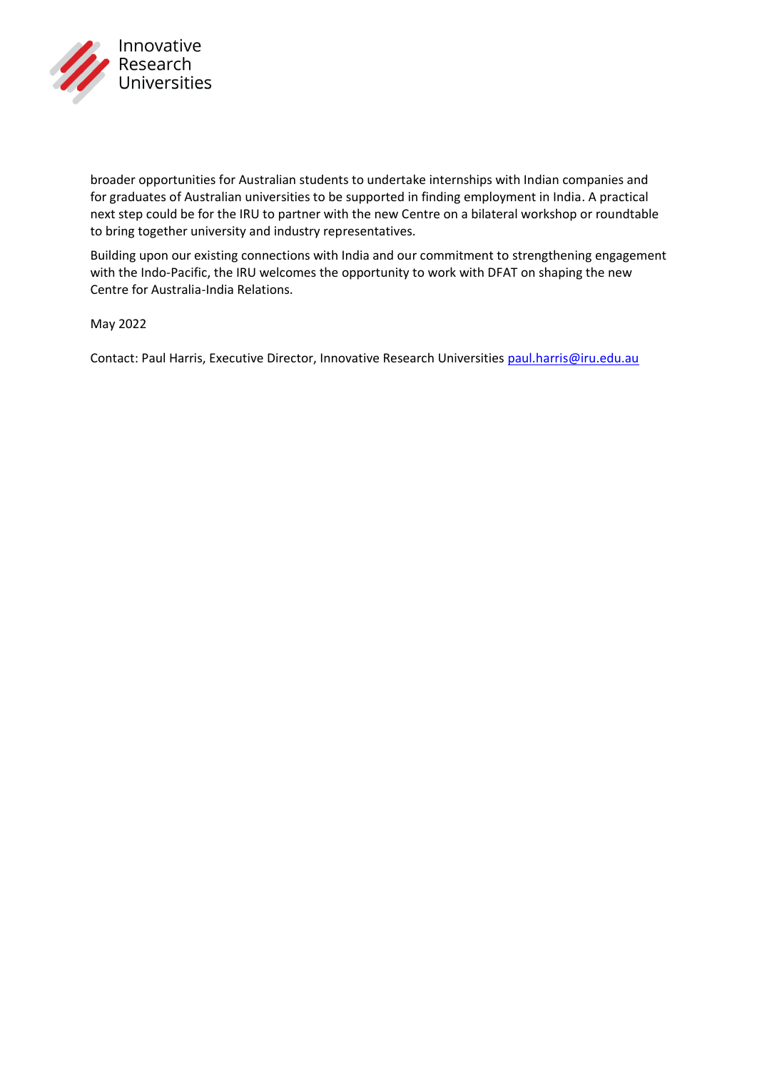broader opportunities for Australian students to undertake internships with Indian companies and for graduates of Australian universities to be supported in finding employment in India. A practical next step could be for the IRU to partner with the new Centre on a bilateral workshop or roundtable to bring together university and industry representatives.

Building upon our existing connections with India and our commitment to strengthening engagement with the Indo-Pacific, the IRU welcomes the opportunity to work with DFAT on shaping the new Centre for Australia-India Relations.

May 2022

Contact: Paul Harris, Executive Director, Innovative Research Universities paul.harris@iru.edu.au